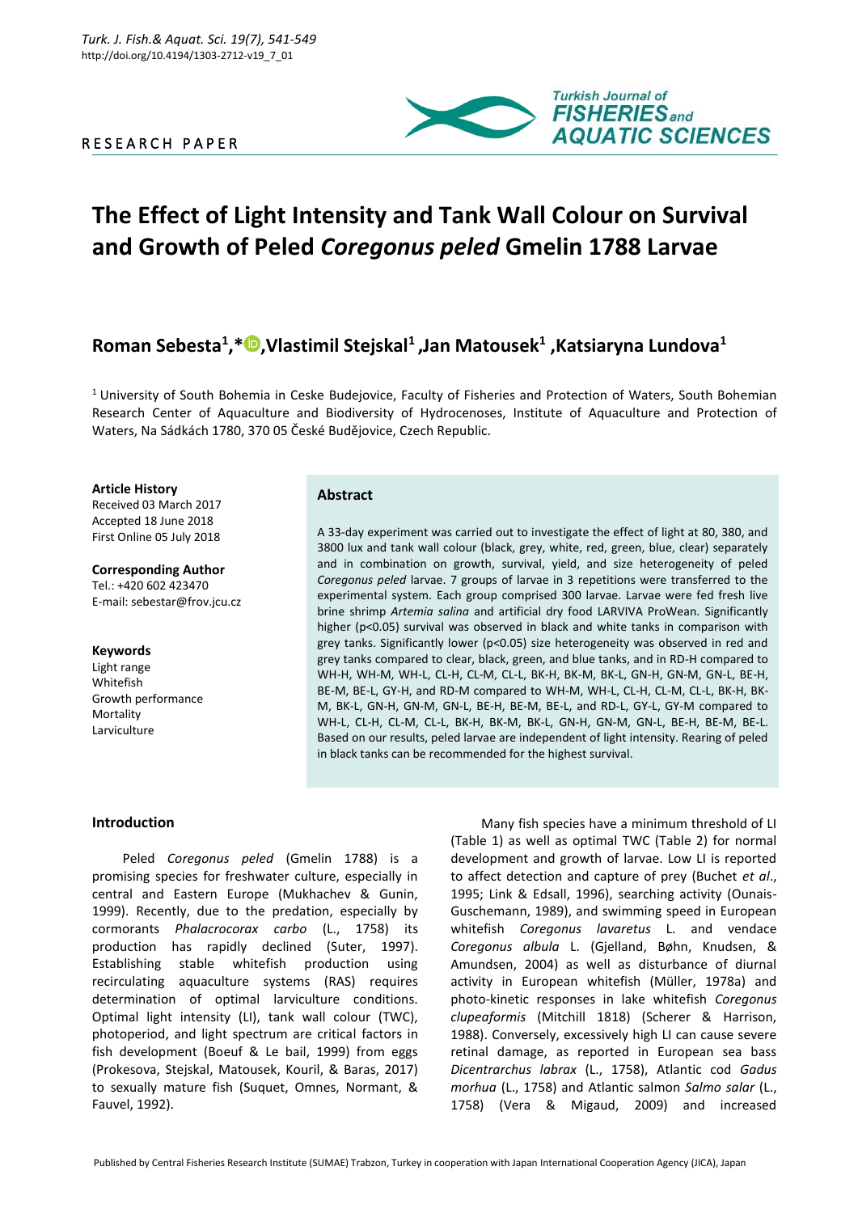RESEARCH PAPER

# The Effect of Light Intensity and Tank Wall Colour on Survival and Growth of Peled *Coregonus peled* Gmelin 1788 Larvae

## Roman Sebesta[1,*], Vlastimil Stejskal[1], Jan Matousek[1], Katsiaryna Lundova[1]

[1] University of South Bohemia in Ceske Budejovice, Faculty of Fisheries and Protection of Waters, South Bohemian Research Center of Aquaculture and Biodiversity of Hydrocenoses, Institute of Aquaculture and Protection of Waters, Na Sádkách 1780, 370 05 České Budějovice, Czech Republic.

**Article History**
Received 03 March 2017
Accepted 18 June 2018
First Online 05 July 2018

**Corresponding Author**
Tel.: +420 602 423470
E-mail: sebestar@frov.jcu.cz

**Keywords**
Light range
Whitefish
Growth performance
Mortality
Larviculture

### Abstract

A 33-day experiment was carried out to investigate the effect of light at 80, 380, and 3800 lux and tank wall colour (black, grey, white, red, green, blue, clear) separately and in combination on growth, survival, yield, and size heterogeneity of peled *Coregonus peled* larvae. 7 groups of larvae in 3 repetitions were transferred to the experimental system. Each group comprised 300 larvae. Larvae were fed fresh live brine shrimp *Artemia salina* and artificial dry food LARVIVA ProWean. Significantly higher ($p<0.05$) survival was observed in black and white tanks in comparison with grey tanks. Significantly lower ($p<0.05$) size heterogeneity was observed in red and grey tanks compared to clear, black, green, and blue tanks, and in RD-H compared to WH-H, WH-M, WH-L, CL-H, CL-M, CL-L, BK-H, BK-M, BK-L, GN-H, GN-M, GN-L, BE-H, BE-M, BE-L, GY-H, and RD-M compared to WH-M, WH-L, CL-H, CL-M, CL-L, BK-H, BK-M, BK-L, GN-H, GN-M, GN-L, BE-H, BE-M, BE-L, and RD-L, GY-L, GY-M compared to WH-L, CL-H, CL-M, CL-L, BK-H, BK-M, BK-L, GN-H, GN-M, GN-L, BE-H, BE-M, BE-L. Based on our results, peled larvae are independent of light intensity. Rearing of peled in black tanks can be recommended for the highest survival.

## Introduction

Peled *Coregonus peled* (Gmelin 1788) is a promising species for freshwater culture, especially in central and Eastern Europe (Mukhachev & Gunin, 1999). Recently, due to the predation, especially by cormorants *Phalacrocorax carbo* (L., 1758) its production has rapidly declined (Suter, 1997). Establishing stable whitefish production using recirculating aquaculture systems (RAS) requires determination of optimal larviculture conditions. Optimal light intensity (LI), tank wall colour (TWC), photoperiod, and light spectrum are critical factors in fish development (Boeuf & Le bail, 1999) from eggs (Prokesova, Stejskal, Matousek, Kouril, & Baras, 2017) to sexually mature fish (Suquet, Omnes, Normant, & Fauvel, 1992).

Many fish species have a minimum threshold of LI (Table 1) as well as optimal TWC (Table 2) for normal development and growth of larvae. Low LI is reported to affect detection and capture of prey (Buchet *et al*., 1995; Link & Edsall, 1996), searching activity (Ounais-Guschemann, 1989), and swimming speed in European whitefish *Coregonus lavaretus* L. and vendace *Coregonus albula* L. (Gjelland, Bøhn, Knudsen, & Amundsen, 2004) as well as disturbance of diurnal activity in European whitefish (Müller, 1978a) and photo-kinetic responses in lake whitefish *Coregonus clupeaformis* (Mitchill 1818) (Scherer & Harrison, 1988). Conversely, excessively high LI can cause severe retinal damage, as reported in European sea bass *Dicentrarchus labrax* (L., 1758), Atlantic cod *Gadus morhua* (L., 1758) and Atlantic salmon *Salmo salar* (L., 1758) (Vera & Migaud, 2009) and increased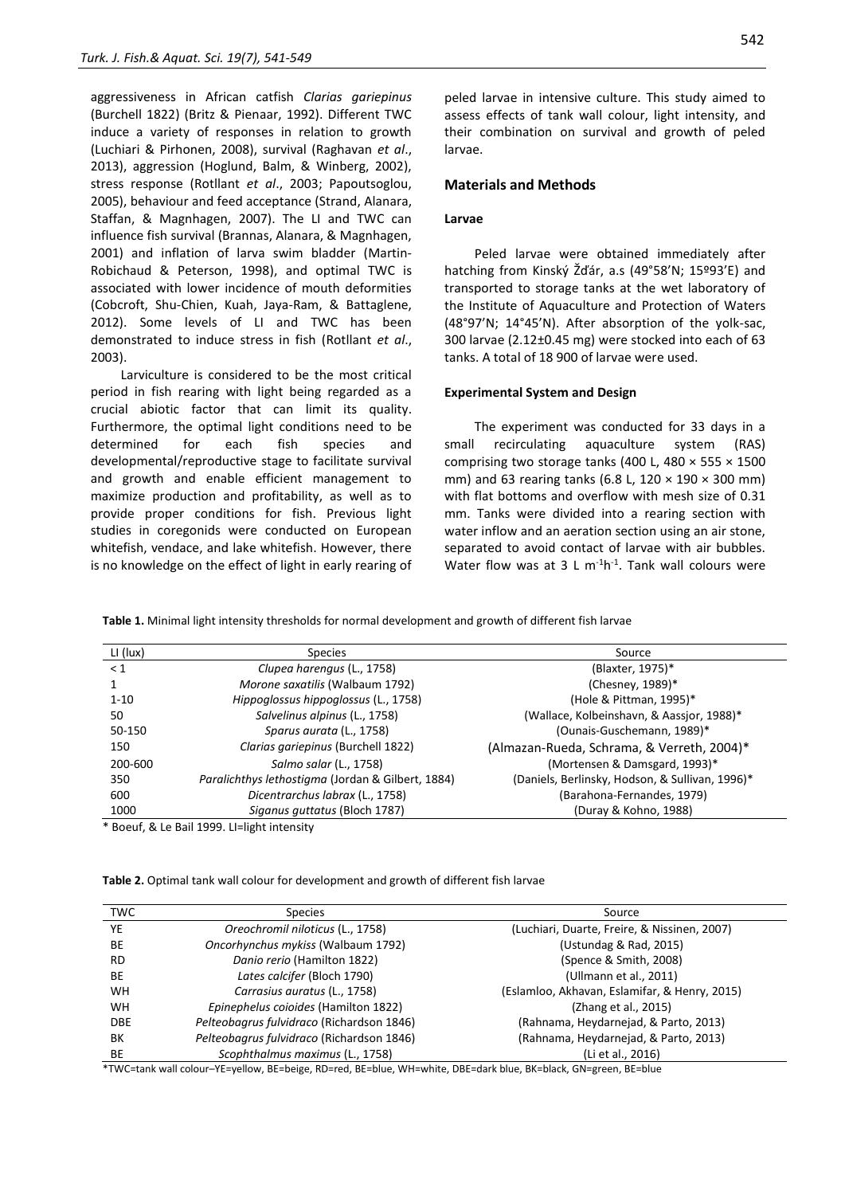aggressiveness in African catfish *Clarias gariepinus* (Burchell 1822) (Britz & Pienaar, 1992). Different TWC induce a variety of responses in relation to growth (Luchiari & Pirhonen, 2008), survival (Raghavan *et al*., 2013), aggression (Hoglund, Balm, & Winberg, 2002), stress response (Rotllant *et al*., 2003; Papoutsoglou, 2005), behaviour and feed acceptance (Strand, Alanara, Staffan, & Magnhagen, 2007). The LI and TWC can influence fish survival (Brannas, Alanara, & Magnhagen, 2001) and inflation of larva swim bladder (Martin-Robichaud & Peterson, 1998), and optimal TWC is associated with lower incidence of mouth deformities (Cobcroft, Shu-Chien, Kuah, Jaya-Ram, & Battaglene, 2012). Some levels of LI and TWC has been demonstrated to induce stress in fish (Rotllant *et al*., 2003).

Larviculture is considered to be the most critical period in fish rearing with light being regarded as a crucial abiotic factor that can limit its quality. Furthermore, the optimal light conditions need to be determined for each fish species and developmental/reproductive stage to facilitate survival and growth and enable efficient management to maximize production and profitability, as well as to provide proper conditions for fish. Previous light studies in coregonids were conducted on European whitefish, vendace, and lake whitefish. However, there is no knowledge on the effect of light in early rearing of peled larvae in intensive culture. This study aimed to assess effects of tank wall colour, light intensity, and their combination on survival and growth of peled larvae.

## Materials and Methods

### Larvae

Peled larvae were obtained immediately after hatching from Kinský Žďár, a.s (49°58'N; 15º93'E) and transported to storage tanks at the wet laboratory of the Institute of Aquaculture and Protection of Waters (48°97'N; 14°45'N). After absorption of the yolk-sac, 300 larvae (2.12±0.45 mg) were stocked into each of 63 tanks. A total of 18 900 of larvae were used.

### Experimental System and Design

The experiment was conducted for 33 days in a small recirculating aquaculture system (RAS) comprising two storage tanks (400 L, 480 × 555 × 1500 mm) and 63 rearing tanks (6.8 L, 120 × 190 × 300 mm) with flat bottoms and overflow with mesh size of 0.31 mm. Tanks were divided into a rearing section with water inflow and an aeration section using an air stone, separated to avoid contact of larvae with air bubbles. Water flow was at 3 L $m^{-1}h^{-1}$. Tank wall colours were

**Table 1.** Minimal light intensity thresholds for normal development and growth of different fish larvae

| LI (lux) | Species | Source |
|---|---|---|
| < 1 | *Clupea harengus* (L., 1758) | (Blaxter, 1975)* |
| 1 | *Morone saxatilis* (Walbaum 1792) | (Chesney, 1989)* |
| 1-10 | *Hippoglossus hippoglossus* (L., 1758) | (Hole & Pittman, 1995)* |
| 50 | *Salvelinus alpinus* (L., 1758) | (Wallace, Kolbeinshavn, & Aassjor, 1988)* |
| 50-150 | *Sparus aurata* (L., 1758) | (Ounais-Guschemann, 1989)* |
| 150 | *Clarias gariepinus* (Burchell 1822) | (Almazan-Rueda, Schrama, & Verreth, 2004)* |
| 200-600 | *Salmo salar* (L., 1758) | (Mortensen & Damsgard, 1993)* |
| 350 | *Paralichthys lethostigma* (Jordan & Gilbert, 1884) | (Daniels, Berlinsky, Hodson, & Sullivan, 1996)* |
| 600 | *Dicentrarchus labrax* (L., 1758) | (Barahona-Fernandes, 1979) |
| 1000 | *Siganus guttatus* (Bloch 1787) | (Duray & Kohno, 1988) |

\* Boeuf, & Le Bail 1999. LI=light intensity

**Table 2.** Optimal tank wall colour for development and growth of different fish larvae

| TWC | Species | Source |
|---|---|---|
| YE | *Oreochromil niloticus* (L., 1758) | (Luchiari, Duarte, Freire, & Nissinen, 2007) |
| BE | *Oncorhynchus mykiss* (Walbaum 1792) | (Ustundag & Rad, 2015) |
| RD | *Danio rerio* (Hamilton 1822) | (Spence & Smith, 2008) |
| BE | *Lates calcifer* (Bloch 1790) | (Ullmann et al., 2011) |
| WH | *Carrasius auratus* (L., 1758) | (Eslamloo, Akhavan, Eslamifar, & Henry, 2015) |
| WH | *Epinephelus coioides* (Hamilton 1822) | (Zhang et al., 2015) |
| DBE | *Pelteobagrus fulvidraco* (Richardson 1846) | (Rahnama, Heydarnejad, & Parto, 2013) |
| BK | *Pelteobagrus fulvidraco* (Richardson 1846) | (Rahnama, Heydarnejad, & Parto, 2013) |
| BE | *Scophthalmus maximus* (L., 1758) | (Li et al., 2016) |

\*TWC=tank wall colour–YE=yellow, BE=beige, RD=red, BE=blue, WH=white, DBE=dark blue, BK=black, GN=green, BE=blue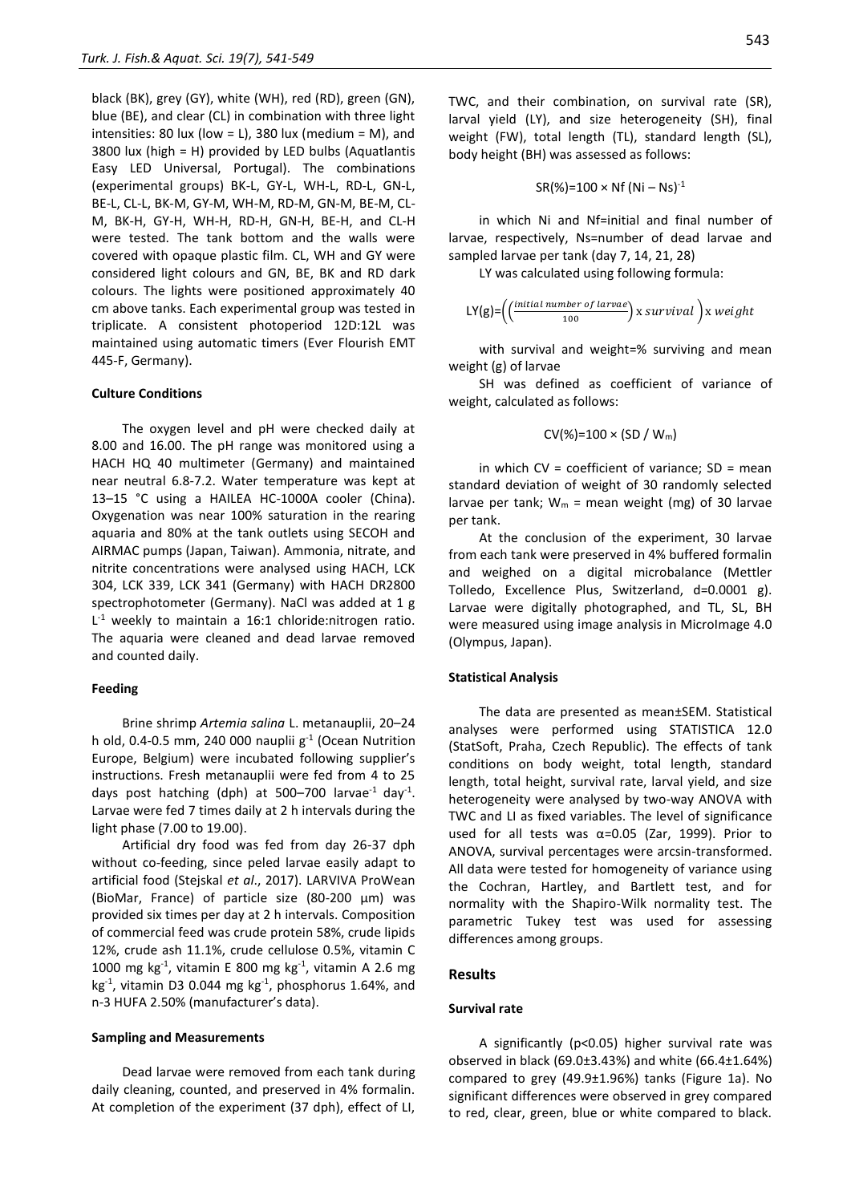black (BK), grey (GY), white (WH), red (RD), green (GN), blue (BE), and clear (CL) in combination with three light intensities: 80 lux (low = L), 380 lux (medium = M), and 3800 lux (high = H) provided by LED bulbs (Aquatlantis Easy LED Universal, Portugal). The combinations (experimental groups) BK-L, GY-L, WH-L, RD-L, GN-L, BE-L, CL-L, BK-M, GY-M, WH-M, RD-M, GN-M, BE-M, CL-M, BK-H, GY-H, WH-H, RD-H, GN-H, BE-H, and CL-H were tested. The tank bottom and the walls were covered with opaque plastic film. CL, WH and GY were considered light colours and GN, BE, BK and RD dark colours. The lights were positioned approximately 40 cm above tanks. Each experimental group was tested in triplicate. A consistent photoperiod 12D:12L was maintained using automatic timers (Ever Flourish EMT 445-F, Germany).

#### Culture Conditions

The oxygen level and pH were checked daily at 8.00 and 16.00. The pH range was monitored using a HACH HQ 40 multimeter (Germany) and maintained near neutral 6.8-7.2. Water temperature was kept at 13–15 °C using a HAILEA HC-1000A cooler (China). Oxygenation was near 100% saturation in the rearing aquaria and 80% at the tank outlets using SECOH and AIRMAC pumps (Japan, Taiwan). Ammonia, nitrate, and nitrite concentrations were analysed using HACH, LCK 304, LCK 339, LCK 341 (Germany) with HACH DR2800 spectrophotometer (Germany). NaCl was added at 1 g $L^{-1}$ weekly to maintain a 16:1 chloride:nitrogen ratio. The aquaria were cleaned and dead larvae removed and counted daily.

#### Feeding

Brine shrimp *Artemia salina* L. metanauplii, 20–24 h old, 0.4-0.5 mm, 240 000 nauplii $g^{-1}$ (Ocean Nutrition Europe, Belgium) were incubated following supplier's instructions. Fresh metanauplii were fed from 4 to 25 days post hatching (dph) at 500–700 $larvae^{-1}$ $day^{-1}$. Larvae were fed 7 times daily at 2 h intervals during the light phase (7.00 to 19.00).

Artificial dry food was fed from day 26-37 dph without co-feeding, since peled larvae easily adapt to artificial food (Stejskal *et al*., 2017). LARVIVA ProWean (BioMar, France) of particle size (80-200 µm) was provided six times per day at 2 h intervals. Composition of commercial feed was crude protein 58%, crude lipids 12%, crude ash 11.1%, crude cellulose 0.5%, vitamin C 1000 mg $kg^{-1}$, vitamin E 800 mg $kg^{-1}$, vitamin A 2.6 mg $kg^{-1}$, vitamin D3 0.044 mg $kg^{-1}$, phosphorus 1.64%, and n-3 HUFA 2.50% (manufacturer's data).

#### Sampling and Measurements

Dead larvae were removed from each tank during daily cleaning, counted, and preserved in 4% formalin. At completion of the experiment (37 dph), effect of LI, TWC, and their combination, on survival rate (SR), larval yield (LY), and size heterogeneity (SH), final weight (FW), total length (TL), standard length (SL), body height (BH) was assessed as follows:

$$SR(\%) = 100 \times Nf\,(Ni - Ns)^{-1}$$

in which Ni and Nf=initial and final number of larvae, respectively, Ns=number of dead larvae and sampled larvae per tank (day 7, 14, 21, 28)

LY was calculated using following formula:

$$LY(g) = \left(\left(\frac{initial\ number\ of\ larvae}{100}\right) \times survival\right) \times weight$$

with survival and weight=% surviving and mean weight (g) of larvae

SH was defined as coefficient of variance of weight, calculated as follows:

$$CV(\%) = 100 \times (SD / W_m)$$

in which CV = coefficient of variance; SD = mean standard deviation of weight of 30 randomly selected larvae per tank; $W_m$ = mean weight (mg) of 30 larvae per tank.

At the conclusion of the experiment, 30 larvae from each tank were preserved in 4% buffered formalin and weighed on a digital microbalance (Mettler Toledo, Excellence Plus, Switzerland, d=0.0001 g). Larvae were digitally photographed, and TL, SL, BH were measured using image analysis in MicroImage 4.0 (Olympus, Japan).

#### Statistical Analysis

The data are presented as mean±SEM. Statistical analyses were performed using STATISTICA 12.0 (StatSoft, Praha, Czech Republic). The effects of tank conditions on body weight, total length, standard length, total height, survival rate, larval yield, and size heterogeneity were analysed by two-way ANOVA with TWC and LI as fixed variables. The level of significance used for all tests was $\alpha=0.05$ (Zar, 1999). Prior to ANOVA, survival percentages were arcsin-transformed. All data were tested for homogeneity of variance using the Cochran, Hartley, and Bartlett test, and for normality with the Shapiro-Wilk normality test. The parametric Tukey test was used for assessing differences among groups.

## Results

#### Survival rate

A significantly ($p<0.05$) higher survival rate was observed in black (69.0±3.43%) and white (66.4±1.64%) compared to grey (49.9±1.96%) tanks (Figure 1a). No significant differences were observed in grey compared to red, clear, green, blue or white compared to black.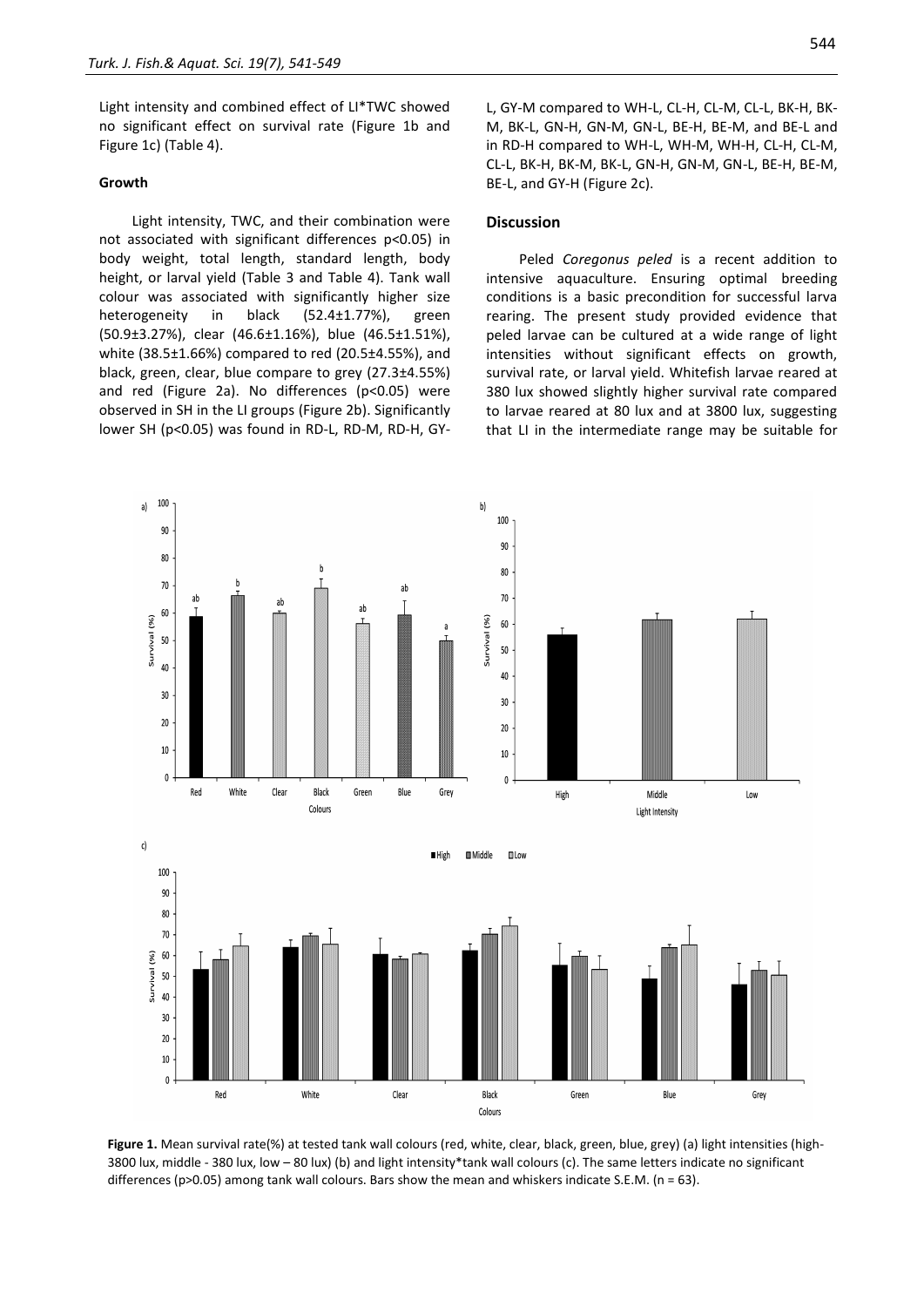Light intensity and combined effect of LI*TWC showed no significant effect on survival rate (Figure 1b and Figure 1c) (Table 4).

### Growth

Light intensity, TWC, and their combination were not associated with significant differences p<0.05) in body weight, total length, standard length, body height, or larval yield (Table 3 and Table 4). Tank wall colour was associated with significantly higher size heterogeneity in black (52.4±1.77%), green (50.9±3.27%), clear (46.6±1.16%), blue (46.5±1.51%), white (38.5±1.66%) compared to red (20.5±4.55%), and black, green, clear, blue compare to grey (27.3±4.55%) and red (Figure 2a). No differences (p<0.05) were observed in SH in the LI groups (Figure 2b). Significantly lower SH (p<0.05) was found in RD-L, RD-M, RD-H, GY-L, GY-M compared to WH-L, CL-H, CL-M, CL-L, BK-H, BK-M, BK-L, GN-H, GN-M, GN-L, BE-H, BE-M, and BE-L and in RD-H compared to WH-L, WH-M, WH-H, CL-H, CL-M, CL-L, BK-H, BK-M, BK-L, GN-H, GN-M, GN-L, BE-H, BE-M, BE-L, and GY-H (Figure 2c).

## Discussion

Peled *Coregonus peled* is a recent addition to intensive aquaculture. Ensuring optimal breeding conditions is a basic precondition for successful larva rearing. The present study provided evidence that peled larvae can be cultured at a wide range of light intensities without significant effects on growth, survival rate, or larval yield. Whitefish larvae reared at 380 lux showed slightly higher survival rate compared to larvae reared at 80 lux and at 3800 lux, suggesting that LI in the intermediate range may be suitable for

**Figure 1.** Mean survival rate(%) at tested tank wall colours (red, white, clear, black, green, blue, grey) (a) light intensities (high-3800 lux, middle - 380 lux, low – 80 lux) (b) and light intensity*tank wall colours (c). The same letters indicate no significant differences (p>0.05) among tank wall colours. Bars show the mean and whiskers indicate S.E.M. (n = 63).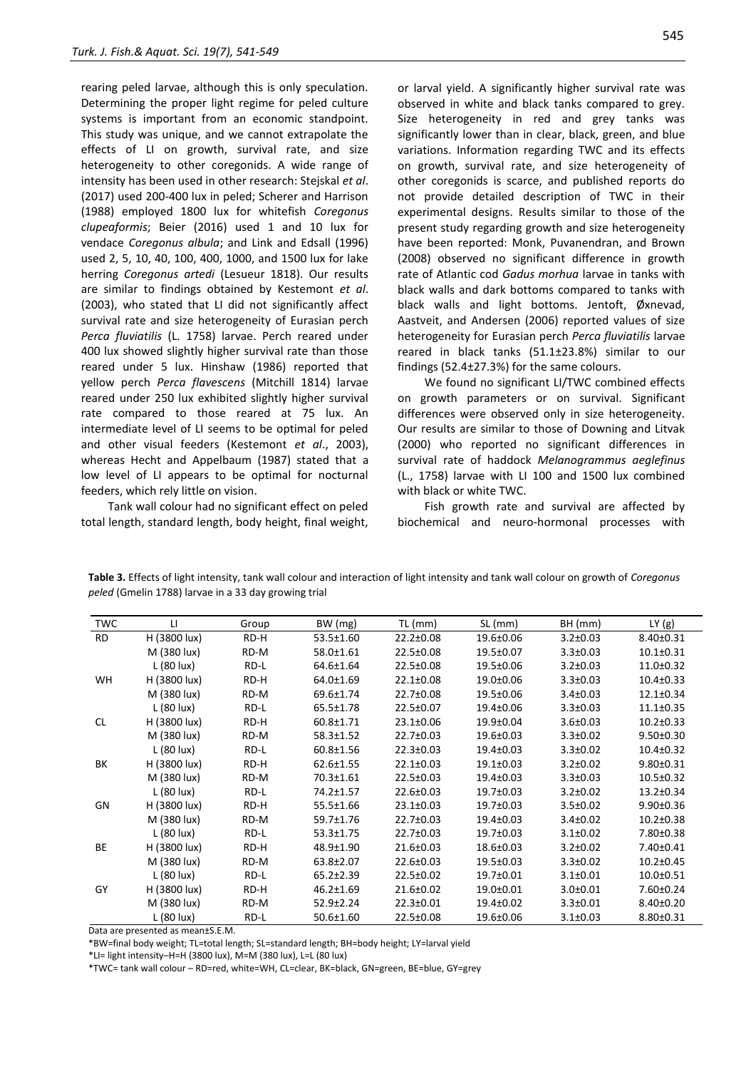rearing peled larvae, although this is only speculation. Determining the proper light regime for peled culture systems is important from an economic standpoint. This study was unique, and we cannot extrapolate the effects of LI on growth, survival rate, and size heterogeneity to other coregonids. A wide range of intensity has been used in other research: Stejskal *et al*. (2017) used 200-400 lux in peled; Scherer and Harrison (1988) employed 1800 lux for whitefish *Coregonus clupeaformis*; Beier (2016) used 1 and 10 lux for vendace *Coregonus albula*; and Link and Edsall (1996) used 2, 5, 10, 40, 100, 400, 1000, and 1500 lux for lake herring *Coregonus artedi* (Lesueur 1818). Our results are similar to findings obtained by Kestemont *et al*. (2003), who stated that LI did not significantly affect survival rate and size heterogeneity of Eurasian perch *Perca fluviatilis* (L. 1758) larvae. Perch reared under 400 lux showed slightly higher survival rate than those reared under 5 lux. Hinshaw (1986) reported that yellow perch *Perca flavescens* (Mitchill 1814) larvae reared under 250 lux exhibited slightly higher survival rate compared to those reared at 75 lux. An intermediate level of LI seems to be optimal for peled and other visual feeders (Kestemont *et al*., 2003), whereas Hecht and Appelbaum (1987) stated that a low level of LI appears to be optimal for nocturnal feeders, which rely little on vision.

Tank wall colour had no significant effect on peled total length, standard length, body height, final weight, or larval yield. A significantly higher survival rate was observed in white and black tanks compared to grey. Size heterogeneity in red and grey tanks was significantly lower than in clear, black, green, and blue variations. Information regarding TWC and its effects on growth, survival rate, and size heterogeneity of other coregonids is scarce, and published reports do not provide detailed description of TWC in their experimental designs. Results similar to those of the present study regarding growth and size heterogeneity have been reported: Monk, Puvanendran, and Brown (2008) observed no significant difference in growth rate of Atlantic cod *Gadus morhua* larvae in tanks with black walls and dark bottoms compared to tanks with black walls and light bottoms. Jentoft, Øxnevad, Aastveit, and Andersen (2006) reported values of size heterogeneity for Eurasian perch *Perca fluviatilis* larvae reared in black tanks (51.1±23.8%) similar to our findings (52.4±27.3%) for the same colours.

We found no significant LI/TWC combined effects on growth parameters or on survival. Significant differences were observed only in size heterogeneity. Our results are similar to those of Downing and Litvak (2000) who reported no significant differences in survival rate of haddock *Melanogrammus aeglefinus* (L., 1758) larvae with LI 100 and 1500 lux combined with black or white TWC.

Fish growth rate and survival are affected by biochemical and neuro-hormonal processes with

**Table 3.** Effects of light intensity, tank wall colour and interaction of light intensity and tank wall colour on growth of *Coregonus peled* (Gmelin 1788) larvae in a 33 day growing trial

| TWC | LI | Group | BW (mg) | TL (mm) | SL (mm) | BH (mm) | LY (g) |
|---|---|---|---|---|---|---|---|
| RD | H (3800 lux) | RD-H | 53.5±1.60 | 22.2±0.08 | 19.6±0.06 | 3.2±0.03 | 8.40±0.31 |
| | M (380 lux) | RD-M | 58.0±1.61 | 22.5±0.08 | 19.5±0.07 | 3.3±0.03 | 10.1±0.31 |
| | L (80 lux) | RD-L | 64.6±1.64 | 22.5±0.08 | 19.5±0.06 | 3.2±0.03 | 11.0±0.32 |
| WH | H (3800 lux) | RD-H | 64.0±1.69 | 22.1±0.08 | 19.0±0.06 | 3.3±0.03 | 10.4±0.33 |
| | M (380 lux) | RD-M | 69.6±1.74 | 22.7±0.08 | 19.5±0.06 | 3.4±0.03 | 12.1±0.34 |
| | L (80 lux) | RD-L | 65.5±1.78 | 22.5±0.07 | 19.4±0.06 | 3.3±0.03 | 11.1±0.35 |
| CL | H (3800 lux) | RD-H | 60.8±1.71 | 23.1±0.06 | 19.9±0.04 | 3.6±0.03 | 10.2±0.33 |
| | M (380 lux) | RD-M | 58.3±1.52 | 22.7±0.03 | 19.6±0.03 | 3.3±0.02 | 9.50±0.30 |
| | L (80 lux) | RD-L | 60.8±1.56 | 22.3±0.03 | 19.4±0.03 | 3.3±0.02 | 10.4±0.32 |
| BK | H (3800 lux) | RD-H | 62.6±1.55 | 22.1±0.03 | 19.1±0.03 | 3.2±0.02 | 9.80±0.31 |
| | M (380 lux) | RD-M | 70.3±1.61 | 22.5±0.03 | 19.4±0.03 | 3.3±0.03 | 10.5±0.32 |
| | L (80 lux) | RD-L | 74.2±1.57 | 22.6±0.03 | 19.7±0.03 | 3.2±0.02 | 13.2±0.34 |
| GN | H (3800 lux) | RD-H | 55.5±1.66 | 23.1±0.03 | 19.7±0.03 | 3.5±0.02 | 9.90±0.36 |
| | M (380 lux) | RD-M | 59.7±1.76 | 22.7±0.03 | 19.4±0.03 | 3.4±0.02 | 10.2±0.38 |
| | L (80 lux) | RD-L | 53.3±1.75 | 22.7±0.03 | 19.7±0.03 | 3.1±0.02 | 7.80±0.38 |
| BE | H (3800 lux) | RD-H | 48.9±1.90 | 21.6±0.03 | 18.6±0.03 | 3.2±0.02 | 7.40±0.41 |
| | M (380 lux) | RD-M | 63.8±2.07 | 22.6±0.03 | 19.5±0.03 | 3.3±0.02 | 10.2±0.45 |
| | L (80 lux) | RD-L | 65.2±2.39 | 22.5±0.02 | 19.7±0.01 | 3.1±0.01 | 10.0±0.51 |
| GY | H (3800 lux) | RD-H | 46.2±1.69 | 21.6±0.02 | 19.0±0.01 | 3.0±0.01 | 7.60±0.24 |
| | M (380 lux) | RD-M | 52.9±2.24 | 22.3±0.01 | 19.4±0.02 | 3.3±0.01 | 8.40±0.20 |
| | L (80 lux) | RD-L | 50.6±1.60 | 22.5±0.08 | 19.6±0.06 | 3.1±0.03 | 8.80±0.31 |

Data are presented as mean±S.E.M.

*BW=final body weight; TL=total length; SL=standard length; BH=body height; LY=larval yield

*LI= light intensity–H=H (3800 lux), M=M (380 lux), L=L (80 lux)

*TWC= tank wall colour – RD=red, white=WH, CL=clear, BK=black, GN=green, BE=blue, GY=grey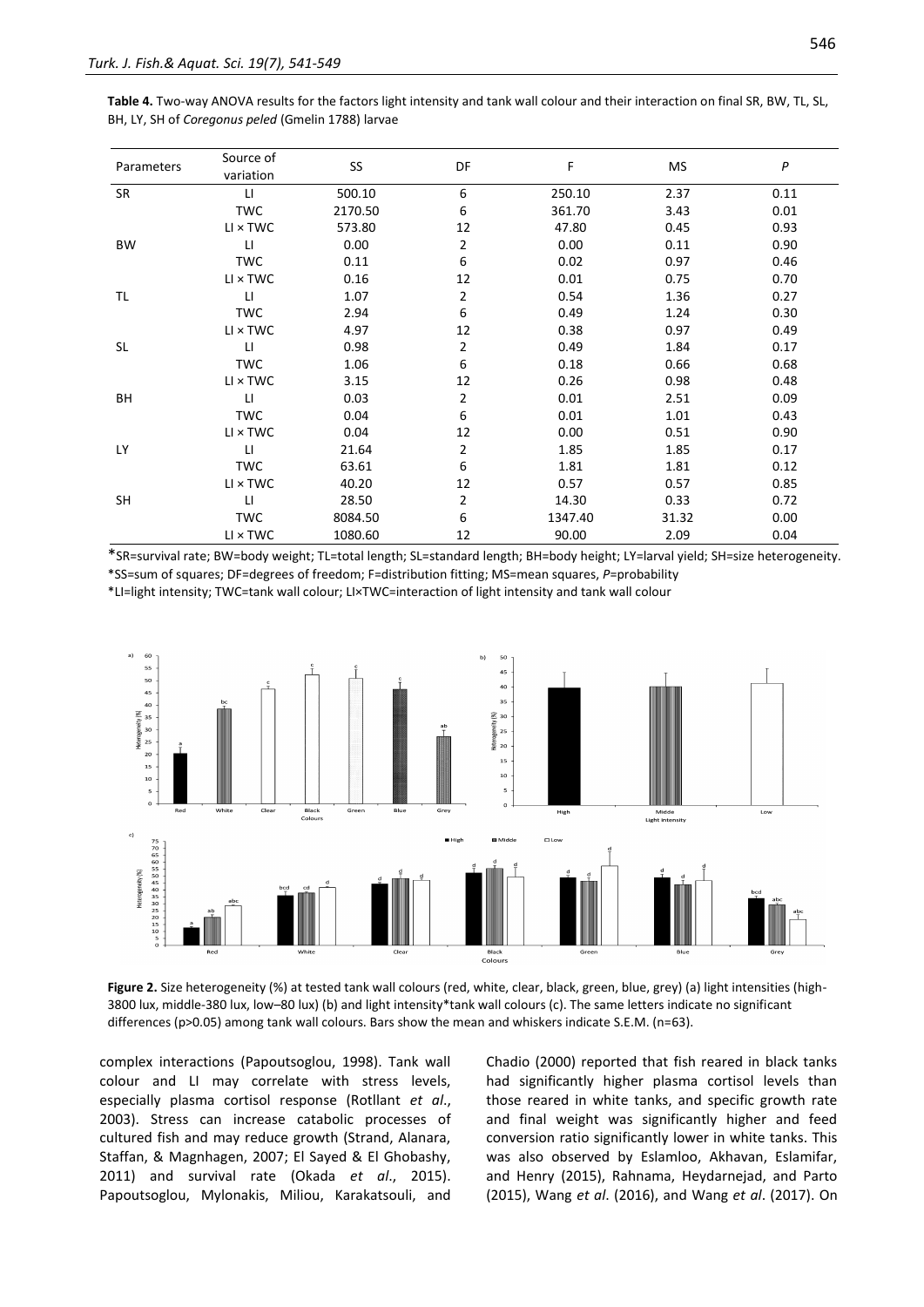**Table 4.** Two-way ANOVA results for the factors light intensity and tank wall colour and their interaction on final SR, BW, TL, SL, BH, LY, SH of *Coregonus peled* (Gmelin 1788) larvae

| Parameters | Source of variation | SS | DF | F | MS | *P* |
|---|---|---|---|---|---|---|
| SR | LI | 500.10 | 6 | 250.10 | 2.37 | 0.11 |
| | TWC | 2170.50 | 6 | 361.70 | 3.43 | 0.01 |
| | LI × TWC | 573.80 | 12 | 47.80 | 0.45 | 0.93 |
| BW | LI | 0.00 | 2 | 0.00 | 0.11 | 0.90 |
| | TWC | 0.11 | 6 | 0.02 | 0.97 | 0.46 |
| | LI × TWC | 0.16 | 12 | 0.01 | 0.75 | 0.70 |
| TL | LI | 1.07 | 2 | 0.54 | 1.36 | 0.27 |
| | TWC | 2.94 | 6 | 0.49 | 1.24 | 0.30 |
| | LI × TWC | 4.97 | 12 | 0.38 | 0.97 | 0.49 |
| SL | LI | 0.98 | 2 | 0.49 | 1.84 | 0.17 |
| | TWC | 1.06 | 6 | 0.18 | 0.66 | 0.68 |
| | LI × TWC | 3.15 | 12 | 0.26 | 0.98 | 0.48 |
| BH | LI | 0.03 | 2 | 0.01 | 2.51 | 0.09 |
| | TWC | 0.04 | 6 | 0.01 | 1.01 | 0.43 |
| | LI × TWC | 0.04 | 12 | 0.00 | 0.51 | 0.90 |
| LY | LI | 21.64 | 2 | 1.85 | 1.85 | 0.17 |
| | TWC | 63.61 | 6 | 1.81 | 1.81 | 0.12 |
| | LI × TWC | 40.20 | 12 | 0.57 | 0.57 | 0.85 |
| SH | LI | 28.50 | 2 | 14.30 | 0.33 | 0.72 |
| | TWC | 8084.50 | 6 | 1347.40 | 31.32 | 0.00 |
| | LI × TWC | 1080.60 | 12 | 90.00 | 2.09 | 0.04 |

*SR=survival rate; BW=body weight; TL=total length; SL=standard length; BH=body height; LY=larval yield; SH=size heterogeneity.
*SS=sum of squares; DF=degrees of freedom; F=distribution fitting; MS=mean squares, *P*=probability
*LI=light intensity; TWC=tank wall colour; LI×TWC=interaction of light intensity and tank wall colour

**Figure 2.** Size heterogeneity (%) at tested tank wall colours (red, white, clear, black, green, blue, grey) (a) light intensities (high-3800 lux, middle-380 lux, low–80 lux) (b) and light intensity*tank wall colours (c). The same letters indicate no significant differences (p>0.05) among tank wall colours. Bars show the mean and whiskers indicate S.E.M. (n=63).

complex interactions (Papoutsoglou, 1998). Tank wall colour and LI may correlate with stress levels, especially plasma cortisol response (Rotllant *et al*., 2003). Stress can increase catabolic processes of cultured fish and may reduce growth (Strand, Alanara, Staffan, & Magnhagen, 2007; El Sayed & El Ghobashy, 2011) and survival rate (Okada *et al*., 2015). Papoutsoglou, Mylonakis, Miliou, Karakatsouli, and Chadio (2000) reported that fish reared in black tanks had significantly higher plasma cortisol levels than those reared in white tanks, and specific growth rate and final weight was significantly higher and feed conversion ratio significantly lower in white tanks. This was also observed by Eslamloo, Akhavan, Eslamifar, and Henry (2015), Rahnama, Heydarnejad, and Parto (2015), Wang *et al*. (2016), and Wang *et al*. (2017). On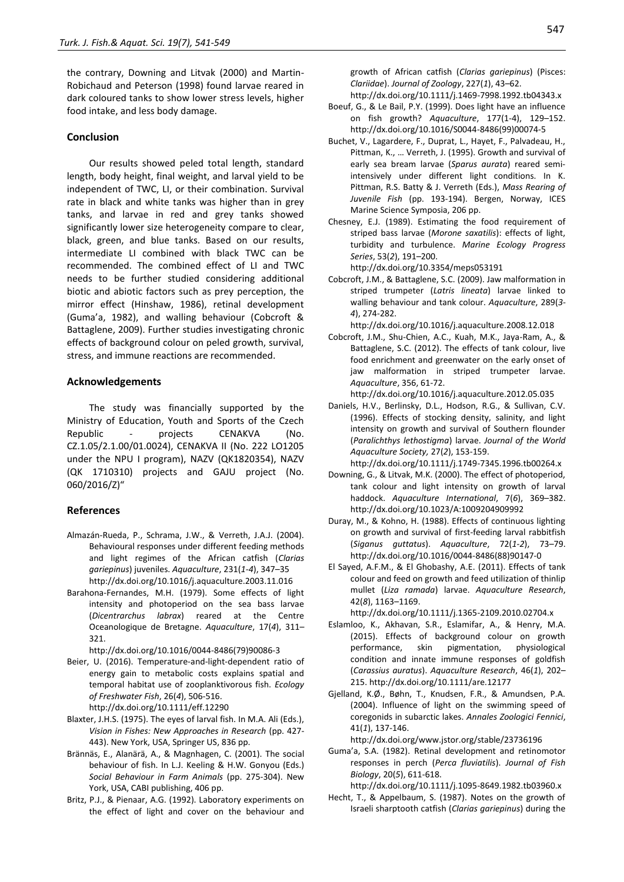the contrary, Downing and Litvak (2000) and Martin-Robichaud and Peterson (1998) found larvae reared in dark coloured tanks to show lower stress levels, higher food intake, and less body damage.

## Conclusion

Our results showed peled total length, standard length, body height, final weight, and larval yield to be independent of TWC, LI, or their combination. Survival rate in black and white tanks was higher than in grey tanks, and larvae in red and grey tanks showed significantly lower size heterogeneity compare to clear, black, green, and blue tanks. Based on our results, intermediate LI combined with black TWC can be recommended. The combined effect of LI and TWC needs to be further studied considering additional biotic and abiotic factors such as prey perception, the mirror effect (Hinshaw, 1986), retinal development (Guma'a, 1982), and walling behaviour (Cobcroft & Battaglene, 2009). Further studies investigating chronic effects of background colour on peled growth, survival, stress, and immune reactions are recommended.

## Acknowledgements

The study was financially supported by the Ministry of Education, Youth and Sports of the Czech Republic - projects CENAKVA (No. CZ.1.05/2.1.00/01.0024), CENAKVA II (No. 222 LO1205 under the NPU I program), NAZV (QK1820354), NAZV (QK 1710310) projects and GAJU project (No. 060/2016/Z)"

## References

Almazán-Rueda, P., Schrama, J.W., & Verreth, J.A.J. (2004). Behavioural responses under different feeding methods and light regimes of the African catfish (*Clarias gariepinus*) juveniles. *Aquaculture*, 231(*1-4*), 347–35 http://dx.doi.org/10.1016/j.aquaculture.2003.11.016

Barahona-Fernandes, M.H. (1979). Some effects of light intensity and photoperiod on the sea bass larvae (*Dicentrarchus labrax*) reared at the Centre Oceanologique de Bretagne. *Aquaculture*, 17(*4*), 311–321. http://dx.doi.org/10.1016/0044-8486(79)90086-3

Beier, U. (2016). Temperature-and-light-dependent ratio of energy gain to metabolic costs explains spatial and temporal habitat use of zooplanktivorous fish. *Ecology of Freshwater Fish*, 26(*4*), 506-516. http://dx.doi.org/10.1111/eff.12290

Blaxter, J.H.S. (1975). The eyes of larval fish. In M.A. Ali (Eds.), *Vision in Fishes: New Approaches in Research* (pp. 427-443). New York, USA, Springer US, 836 pp.

Brännäs, E., Alanärä, A., & Magnhagen, C. (2001). The social behaviour of fish. In L.J. Keeling & H.W. Gonyou (Eds.) *Social Behaviour in Farm Animals* (pp. 275-304). New York, USA, CABI publishing, 406 pp.

Britz, P.J., & Pienaar, A.G. (1992). Laboratory experiments on the effect of light and cover on the behaviour and growth of African catfish (*Clarias gariepinus*) (Pisces: *Clariidae*). *Journal of Zoology*, 227(*1*), 43–62. http://dx.doi.org/10.1111/j.1469-7998.1992.tb04343.x

Boeuf, G., & Le Bail, P.Y. (1999). Does light have an influence on fish growth? *Aquaculture*, 177(1-4), 129–152. http://dx.doi.org/10.1016/S0044-8486(99)00074-5

Buchet, V., Lagardere, F., Duprat, L., Hayet, F., Palvadeau, H., Pittman, K., … Verreth, J. (1995). Growth and survival of early sea bream larvae (*Sparus aurata*) reared semi-intensively under different light conditions. In K. Pittman, R.S. Batty & J. Verreth (Eds.), *Mass Rearing of Juvenile Fish* (pp. 193-194). Bergen, Norway, ICES Marine Science Symposia, 206 pp.

Chesney, E.J. (1989). Estimating the food requirement of striped bass larvae (*Morone saxatilis*): effects of light, turbidity and turbulence. *Marine Ecology Progress Series*, 53(*2*), 191–200. http://dx.doi.org/10.3354/meps053191

Cobcroft, J.M., & Battaglene, S.C. (2009). Jaw malformation in striped trumpeter (*Latris lineata*) larvae linked to walling behaviour and tank colour. *Aquaculture*, 289(*3-4*), 274-282. http://dx.doi.org/10.1016/j.aquaculture.2008.12.018

Cobcroft, J.M., Shu-Chien, A.C., Kuah, M.K., Jaya-Ram, A., & Battaglene, S.C. (2012). The effects of tank colour, live food enrichment and greenwater on the early onset of jaw malformation in striped trumpeter larvae. *Aquaculture*, 356, 61-72. http://dx.doi.org/10.1016/j.aquaculture.2012.05.035

Daniels, H.V., Berlinsky, D.L., Hodson, R.G., & Sullivan, C.V. (1996). Effects of stocking density, salinity, and light intensity on growth and survival of Southern flounder (*Paralichthys lethostigma*) larvae. *Journal of the World Aquaculture Society,* 27(*2*), 153-159. http://dx.doi.org/10.1111/j.1749-7345.1996.tb00264.x

Downing, G., & Litvak, M.K. (2000). The effect of photoperiod, tank colour and light intensity on growth of larval haddock. *Aquaculture International*, 7(*6*), 369–382. http://dx.doi.org/10.1023/A:1009204909992

Duray, M., & Kohno, H. (1988). Effects of continuous lighting on growth and survival of first-feeding larval rabbitfish (*Siganus guttatus*). *Aquaculture*, 72(*1-2*), 73–79. http://dx.doi.org/10.1016/0044-8486(88)90147-0

El Sayed, A.F.M., & El Ghobashy, A.E. (2011). Effects of tank colour and feed on growth and feed utilization of thinlip mullet (*Liza ramada*) larvae. *Aquaculture Research*, 42(*8*), 1163–1169. http://dx.doi.org/10.1111/j.1365-2109.2010.02704.x

Eslamloo, K., Akhavan, S.R., Eslamifar, A., & Henry, M.A. (2015). Effects of background colour on growth performance, skin pigmentation, physiological condition and innate immune responses of goldfish (*Carassius auratus*). *Aquaculture Research*, 46(*1*), 202–215. http://dx.doi.org/10.1111/are.12177

Gjelland, K.Ø., Bøhn, T., Knudsen, F.R., & Amundsen, P.A. (2004). Influence of light on the swimming speed of coregonids in subarctic lakes. *Annales Zoologici Fennici*, 41(*1*), 137-146. http://dx.doi.org/www.jstor.org/stable/23736196

Guma'a, S.A. (1982). Retinal development and retinomotor responses in perch (*Perca fluviatilis*). *Journal of Fish Biology*, 20(*5*), 611-618. http://dx.doi.org/10.1111/j.1095-8649.1982.tb03960.x

Hecht, T., & Appelbaum, S. (1987). Notes on the growth of Israeli sharptooth catfish (*Clarias gariepinus*) during the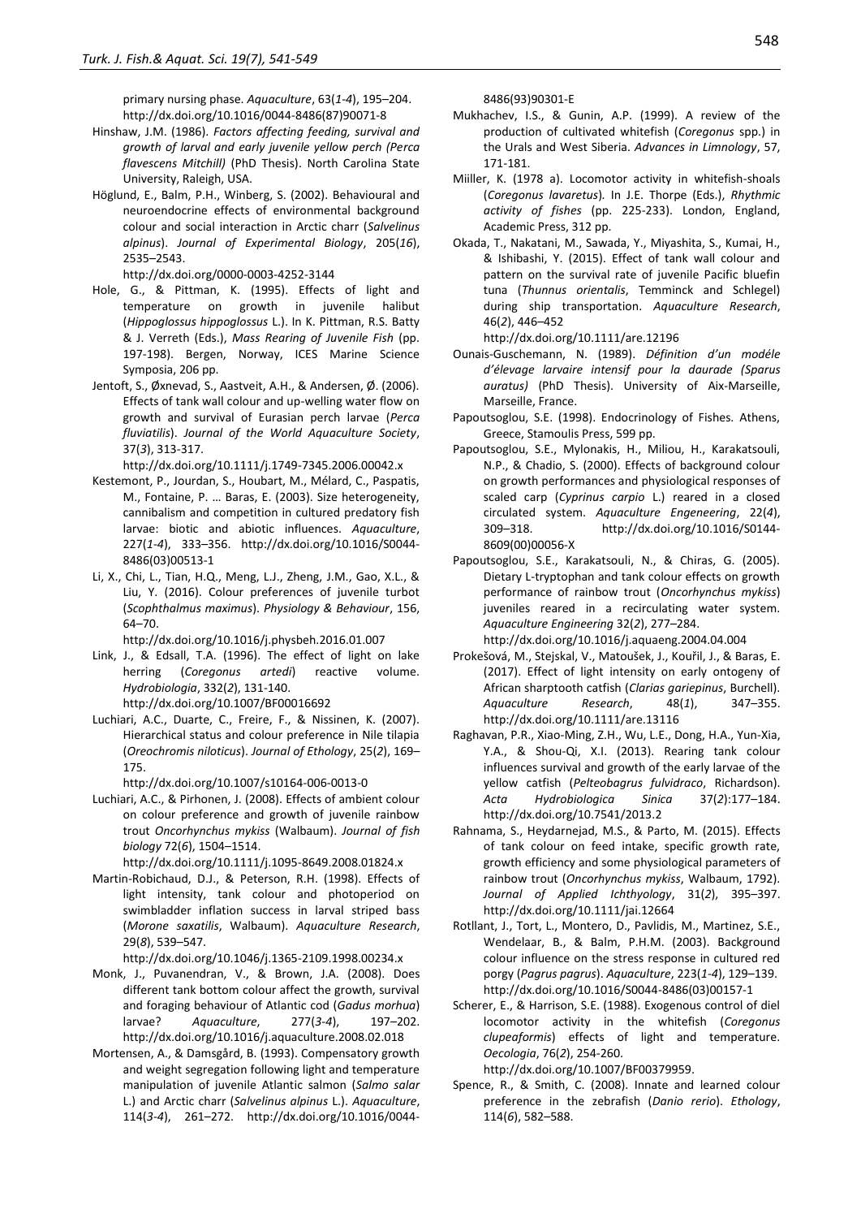primary nursing phase. *Aquaculture*, 63(*1-4*), 195–204. http://dx.doi.org/10.1016/0044-8486(87)90071-8

Hinshaw, J.M. (1986). *Factors affecting feeding, survival and growth of larval and early juvenile yellow perch (Perca flavescens Mitchill)* (PhD Thesis). North Carolina State University, Raleigh, USA.

Höglund, E., Balm, P.H., Winberg, S. (2002). Behavioural and neuroendocrine effects of environmental background colour and social interaction in Arctic charr (*Salvelinus alpinus*). *Journal of Experimental Biology*, 205(*16*), 2535–2543. http://dx.doi.org/0000-0003-4252-3144

Hole, G., & Pittman, K. (1995). Effects of light and temperature on growth in juvenile halibut (*Hippoglossus hippoglossus* L.). In K. Pittman, R.S. Batty & J. Verreth (Eds.), *Mass Rearing of Juvenile Fish* (pp. 197-198). Bergen, Norway, ICES Marine Science Symposia, 206 pp.

Jentoft, S., Øxnevad, S., Aastveit, A.H., & Andersen, Ø. (2006). Effects of tank wall colour and up-welling water flow on growth and survival of Eurasian perch larvae (*Perca fluviatilis*). *Journal of the World Aquaculture Society*, 37(*3*), 313-317. http://dx.doi.org/10.1111/j.1749-7345.2006.00042.x

Kestemont, P., Jourdan, S., Houbart, M., Mélard, C., Paspatis, M., Fontaine, P. … Baras, E. (2003). Size heterogeneity, cannibalism and competition in cultured predatory fish larvae: biotic and abiotic influences. *Aquaculture*, 227(*1-4*), 333–356. http://dx.doi.org/10.1016/S0044-8486(03)00513-1

Li, X., Chi, L., Tian, H.Q., Meng, L.J., Zheng, J.M., Gao, X.L., & Liu, Y. (2016). Colour preferences of juvenile turbot (*Scophthalmus maximus*). *Physiology & Behaviour*, 156, 64–70. http://dx.doi.org/10.1016/j.physbeh.2016.01.007

Link, J., & Edsall, T.A. (1996). The effect of light on lake herring (*Coregonus artedi*) reactive volume. *Hydrobiologia*, 332(*2*), 131-140. http://dx.doi.org/10.1007/BF00016692

Luchiari, A.C., Duarte, C., Freire, F., & Nissinen, K. (2007). Hierarchical status and colour preference in Nile tilapia (*Oreochromis niloticus*). *Journal of Ethology*, 25(*2*), 169–175. http://dx.doi.org/10.1007/s10164-006-0013-0

Luchiari, A.C., & Pirhonen, J. (2008). Effects of ambient colour on colour preference and growth of juvenile rainbow trout *Oncorhynchus mykiss* (Walbaum). *Journal of fish biology* 72(*6*), 1504–1514. http://dx.doi.org/10.1111/j.1095-8649.2008.01824.x

Martin-Robichaud, D.J., & Peterson, R.H. (1998). Effects of light intensity, tank colour and photoperiod on swimbladder inflation success in larval striped bass (*Morone saxatilis*, Walbaum). *Aquaculture Research*, 29(*8*), 539–547. http://dx.doi.org/10.1046/j.1365-2109.1998.00234.x

Monk, J., Puvanendran, V., & Brown, J.A. (2008). Does different tank bottom colour affect the growth, survival and foraging behaviour of Atlantic cod (*Gadus morhua*) larvae? *Aquaculture*, 277(*3-4*), 197–202. http://dx.doi.org/10.1016/j.aquaculture.2008.02.018

Mortensen, A., & Damsgård, B. (1993). Compensatory growth and weight segregation following light and temperature manipulation of juvenile Atlantic salmon (*Salmo salar* L.) and Arctic charr (*Salvelinus alpinus* L.). *Aquaculture*, 114(*3-4*), 261–272. http://dx.doi.org/10.1016/0044-8486(93)90301-E

Mukhachev, I.S., & Gunin, A.P. (1999). A review of the production of cultivated whitefish (*Coregonus* spp.) in the Urals and West Siberia. *Advances in Limnology*, 57, 171-181.

Miiller, K. (1978 a). Locomotor activity in whitefish-shoals (*Coregonus lavaretus*). In J.E. Thorpe (Eds.), *Rhythmic activity of fishes* (pp. 225-233). London, England, Academic Press, 312 pp.

Okada, T., Nakatani, M., Sawada, Y., Miyashita, S., Kumai, H., & Ishibashi, Y. (2015). Effect of tank wall colour and pattern on the survival rate of juvenile Pacific bluefin tuna (*Thunnus orientalis*, Temminck and Schlegel) during ship transportation. *Aquaculture Research*, 46(*2*), 446–452 http://dx.doi.org/10.1111/are.12196

Ounais-Guschemann, N. (1989). *Définition d'un modéle d'élevage larvaire intensif pour la daurade (Sparus auratus)* (PhD Thesis). University of Aix-Marseille, Marseille, France.

Papoutsoglou, S.E. (1998). Endocrinology of Fishes. Athens, Greece, Stamoulis Press, 599 pp.

Papoutsoglou, S.E., Mylonakis, H., Miliou, H., Karakatsouli, N.P., & Chadio, S. (2000). Effects of background colour on growth performances and physiological responses of scaled carp (*Cyprinus carpio* L.) reared in a closed circulated system. *Aquaculture Engeneering*, 22(*4*), 309–318. http://dx.doi.org/10.1016/S0144-8609(00)00056-X

Papoutsoglou, S.E., Karakatsouli, N., & Chiras, G. (2005). Dietary L-tryptophan and tank colour effects on growth performance of rainbow trout (*Oncorhynchus mykiss*) juveniles reared in a recirculating water system. *Aquaculture Engineering* 32(*2*), 277–284. http://dx.doi.org/10.1016/j.aquaeng.2004.04.004

Prokešová, M., Stejskal, V., Matoušek, J., Kouřil, J., & Baras, E. (2017). Effect of light intensity on early ontogeny of African sharptooth catfish (*Clarias gariepinus*, Burchell). *Aquaculture Research*, 48(*1*), 347–355. http://dx.doi.org/10.1111/are.13116

Raghavan, P.R., Xiao-Ming, Z.H., Wu, L.E., Dong, H.A., Yun-Xia, Y.A., & Shou-Qi, X.I. (2013). Rearing tank colour influences survival and growth of the early larvae of the yellow catfish (*Pelteobagrus fulvidraco*, Richardson). *Acta Hydrobiologica Sinica* 37(*2*):177–184. http://dx.doi.org/10.7541/2013.2

Rahnama, S., Heydarnejad, M.S., & Parto, M. (2015). Effects of tank colour on feed intake, specific growth rate, growth efficiency and some physiological parameters of rainbow trout (*Oncorhynchus mykiss*, Walbaum, 1792). *Journal of Applied Ichthyology*, 31(*2*), 395–397. http://dx.doi.org/10.1111/jai.12664

Rotllant, J., Tort, L., Montero, D., Pavlidis, M., Martinez, S.E., Wendelaar, B., & Balm, P.H.M. (2003). Background colour influence on the stress response in cultured red porgy (*Pagrus pagrus*). *Aquaculture*, 223(*1-4*), 129–139. http://dx.doi.org/10.1016/S0044-8486(03)00157-1

Scherer, E., & Harrison, S.E. (1988). Exogenous control of diel locomotor activity in the whitefish (*Coregonus clupeaformis*) effects of light and temperature. *Oecologia*, 76(*2*), 254-260. http://dx.doi.org/10.1007/BF00379959.

Spence, R., & Smith, C. (2008). Innate and learned colour preference in the zebrafish (*Danio rerio*). *Ethology*, 114(*6*), 582–588.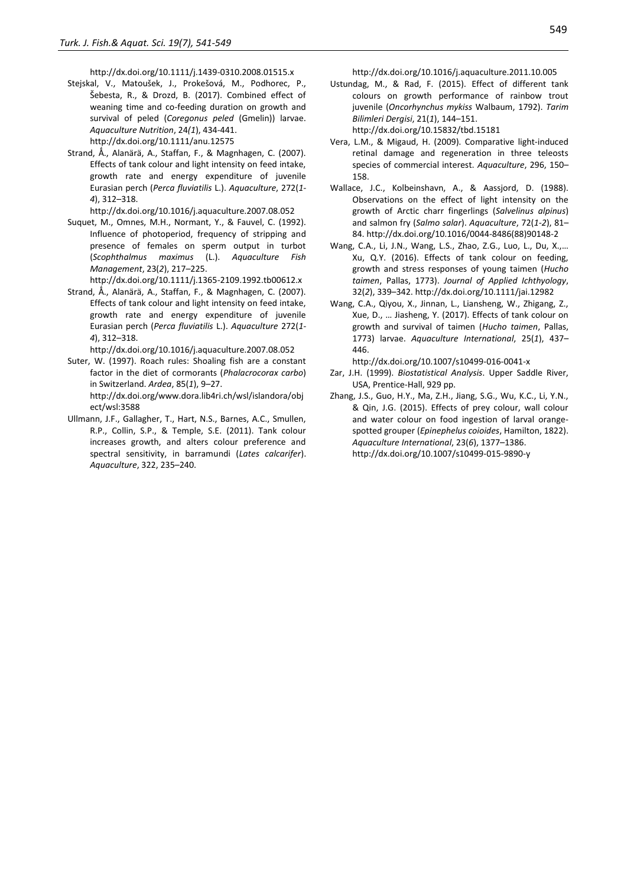http://dx.doi.org/10.1111/j.1439-0310.2008.01515.x

Stejskal, V., Matoušek, J., Prokešová, M., Podhorec, P., Šebesta, R., & Drozd, B. (2017). Combined effect of weaning time and co-feeding duration on growth and survival of peled (*Coregonus peled* (Gmelin)) larvae. *Aquaculture Nutrition*, 24(*1*), 434-441. http://dx.doi.org/10.1111/anu.12575

Strand, Å., Alanärä, A., Staffan, F., & Magnhagen, C. (2007). Effects of tank colour and light intensity on feed intake, growth rate and energy expenditure of juvenile Eurasian perch (*Perca fluviatilis* L.). *Aquaculture*, 272(*1-4*), 312–318. http://dx.doi.org/10.1016/j.aquaculture.2007.08.052

Suquet, M., Omnes, M.H., Normant, Y., & Fauvel, C. (1992). Influence of photoperiod, frequency of stripping and presence of females on sperm output in turbot (*Scophthalmus maximus* (L.). *Aquaculture Fish Management*, 23(*2*), 217–225. http://dx.doi.org/10.1111/j.1365-2109.1992.tb00612.x

Strand, Å., Alanärä, A., Staffan, F., & Magnhagen, C. (2007). Effects of tank colour and light intensity on feed intake, growth rate and energy expenditure of juvenile Eurasian perch (*Perca fluviatilis* L.). *Aquaculture* 272(*1-4*), 312–318. http://dx.doi.org/10.1016/j.aquaculture.2007.08.052

Suter, W. (1997). Roach rules: Shoaling fish are a constant factor in the diet of cormorants (*Phalacrocorax carbo*) in Switzerland. *Ardea*, 85(*1*), 9–27. http://dx.doi.org/www.dora.lib4ri.ch/wsl/islandora/object/wsl:3588

Ullmann, J.F., Gallagher, T., Hart, N.S., Barnes, A.C., Smullen, R.P., Collin, S.P., & Temple, S.E. (2011). Tank colour increases growth, and alters colour preference and spectral sensitivity, in barramundi (*Lates calcarifer*). *Aquaculture*, 322, 235–240. http://dx.doi.org/10.1016/j.aquaculture.2011.10.005

Ustundag, M., & Rad, F. (2015). Effect of different tank colours on growth performance of rainbow trout juvenile (*Oncorhynchus mykiss* Walbaum, 1792). *Tarim Bilimleri Dergisi*, 21(*1*), 144–151. http://dx.doi.org/10.15832/tbd.15181

Vera, L.M., & Migaud, H. (2009). Comparative light-induced retinal damage and regeneration in three teleosts species of commercial interest. *Aquaculture*, 296, 150–158.

Wallace, J.C., Kolbeinshavn, A., & Aassjord, D. (1988). Observations on the effect of light intensity on the growth of Arctic charr fingerlings (*Salvelinus alpinus*) and salmon fry (*Salmo salar*). *Aquaculture*, 72(*1-2*), 81–84. http://dx.doi.org/10.1016/0044-8486(88)90148-2

Wang, C.A., Li, J.N., Wang, L.S., Zhao, Z.G., Luo, L., Du, X.,… Xu, Q.Y. (2016). Effects of tank colour on feeding, growth and stress responses of young taimen (*Hucho taimen*, Pallas, 1773). *Journal of Applied Ichthyology*, 32(*2*), 339–342. http://dx.doi.org/10.1111/jai.12982

Wang, C.A., Qiyou, X., Jinnan, L., Liansheng, W., Zhigang, Z., Xue, D., … Jiasheng, Y. (2017). Effects of tank colour on growth and survival of taimen (*Hucho taimen*, Pallas, 1773) larvae. *Aquaculture International*, 25(*1*), 437–446. http://dx.doi.org/10.1007/s10499-016-0041-x

Zar, J.H. (1999). *Biostatistical Analysis*. Upper Saddle River, USA, Prentice-Hall, 929 pp.

Zhang, J.S., Guo, H.Y., Ma, Z.H., Jiang, S.G., Wu, K.C., Li, Y.N., & Qin, J.G. (2015). Effects of prey colour, wall colour and water colour on food ingestion of larval orange-spotted grouper (*Epinephelus coioides*, Hamilton, 1822). *Aquaculture International*, 23(*6*), 1377–1386. http://dx.doi.org/10.1007/s10499-015-9890-y